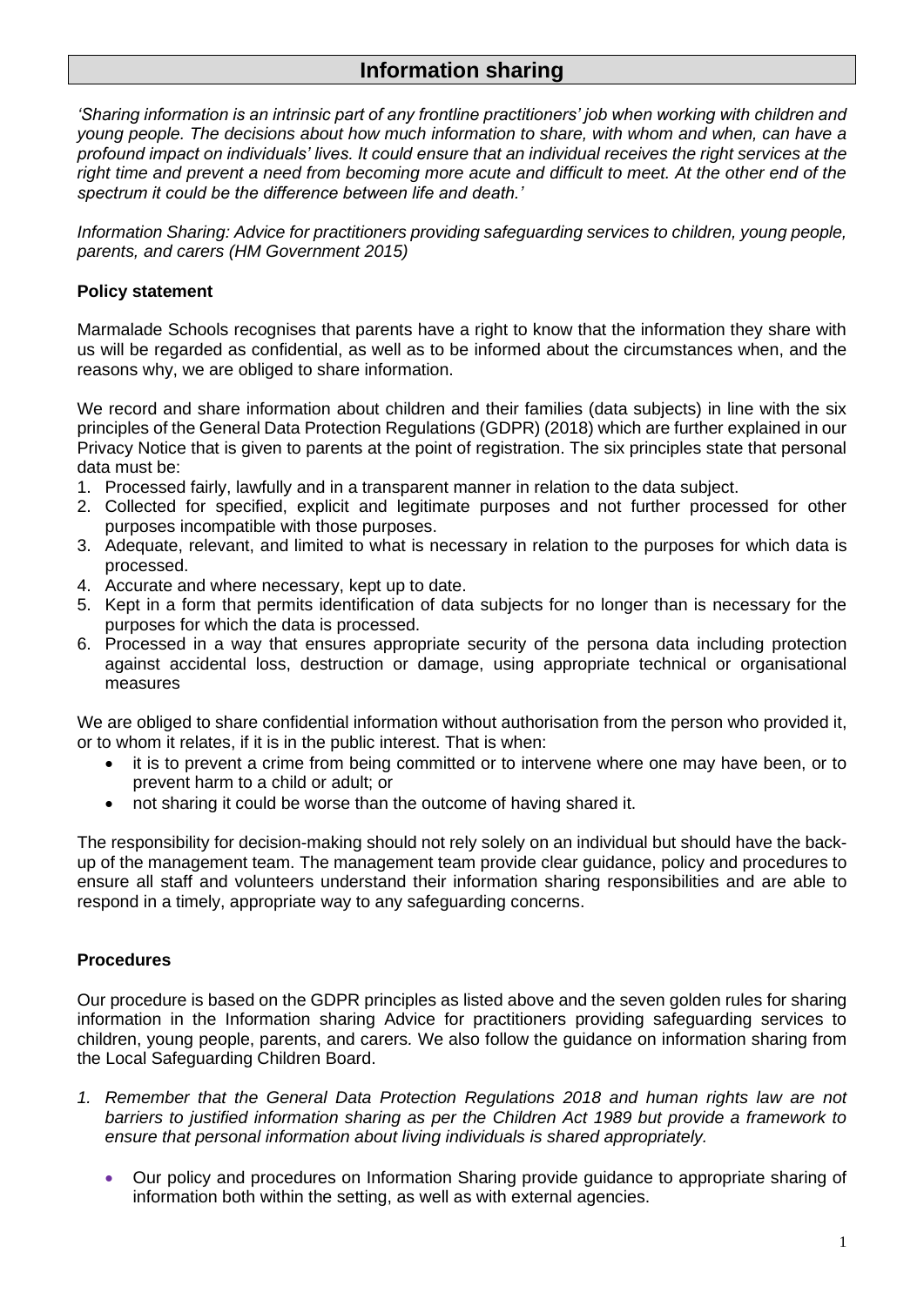# Information sharing

*'Sharing information is an intrinsic part of any frontline practitioners' job when working with children and young people. The decisions about how much information to share, with whom and when, can have a profound impact on individuals' lives. It could ensure that an individual receives the right services at the right time and prevent a need from becoming more acute and difficult to meet. At the other end of the spectrum it could be the difference between life and death.'*

*Information Sharing: Advice for practitioners providing safeguarding services to children, young people, parents, and carers (HM Government 2015)*

## Policy statement

Marmalade Schools recognises that parents have a right to know that the information they share with us will be regarded as confidential, as well as to be informed about the circumstances when, and the reasons why, we are obliged to share information.

We record and share information about children and their families (data subjects) in line with the six principles of the General Data Protection Regulations (GDPR) (2018) which are further explained in our Privacy Notice that is given to parents at the point of registration. The six principles state that personal data must be:

1. Processed fairly, lawfully and in a transparent manner in relation to the data subject.
2. Collected for specified, explicit and legitimate purposes and not further processed for other purposes incompatible with those purposes.
3. Adequate, relevant, and limited to what is necessary in relation to the purposes for which data is processed.
4. Accurate and where necessary, kept up to date.
5. Kept in a form that permits identification of data subjects for no longer than is necessary for the purposes for which the data is processed.
6. Processed in a way that ensures appropriate security of the persona data including protection against accidental loss, destruction or damage, using appropriate technical or organisational measures

We are obliged to share confidential information without authorisation from the person who provided it, or to whom it relates, if it is in the public interest. That is when:

- it is to prevent a crime from being committed or to intervene where one may have been, or to prevent harm to a child or adult; or
- not sharing it could be worse than the outcome of having shared it.

The responsibility for decision-making should not rely solely on an individual but should have the back-up of the management team. The management team provide clear guidance, policy and procedures to ensure all staff and volunteers understand their information sharing responsibilities and are able to respond in a timely, appropriate way to any safeguarding concerns.

## Procedures

Our procedure is based on the GDPR principles as listed above and the seven golden rules for sharing information in the Information sharing Advice for practitioners providing safeguarding services to children, young people, parents, and carers. We also follow the guidance on information sharing from the Local Safeguarding Children Board.

1. *Remember that the General Data Protection Regulations 2018 and human rights law are not barriers to justified information sharing as per the Children Act 1989 but provide a framework to ensure that personal information about living individuals is shared appropriately.*
   - Our policy and procedures on Information Sharing provide guidance to appropriate sharing of information both within the setting, as well as with external agencies.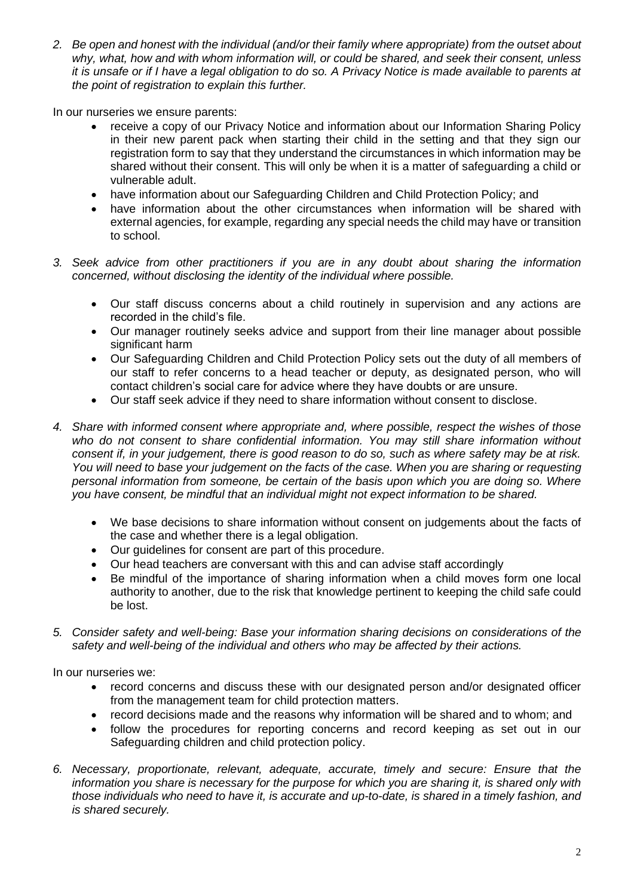2. *Be open and honest with the individual (and/or their family where appropriate) from the outset about why, what, how and with whom information will, or could be shared, and seek their consent, unless it is unsafe or if I have a legal obligation to do so. A Privacy Notice is made available to parents at the point of registration to explain this further.*

In our nurseries we ensure parents:

- receive a copy of our Privacy Notice and information about our Information Sharing Policy in their new parent pack when starting their child in the setting and that they sign our registration form to say that they understand the circumstances in which information may be shared without their consent. This will only be when it is a matter of safeguarding a child or vulnerable adult.
- have information about our Safeguarding Children and Child Protection Policy; and
- have information about the other circumstances when information will be shared with external agencies, for example, regarding any special needs the child may have or transition to school.

3. *Seek advice from other practitioners if you are in any doubt about sharing the information concerned, without disclosing the identity of the individual where possible.*

   - Our staff discuss concerns about a child routinely in supervision and any actions are recorded in the child's file.
   - Our manager routinely seeks advice and support from their line manager about possible significant harm
   - Our Safeguarding Children and Child Protection Policy sets out the duty of all members of our staff to refer concerns to a head teacher or deputy, as designated person, who will contact children's social care for advice where they have doubts or are unsure.
   - Our staff seek advice if they need to share information without consent to disclose.

4. *Share with informed consent where appropriate and, where possible, respect the wishes of those who do not consent to share confidential information. You may still share information without consent if, in your judgement, there is good reason to do so, such as where safety may be at risk. You will need to base your judgement on the facts of the case. When you are sharing or requesting personal information from someone, be certain of the basis upon which you are doing so. Where you have consent, be mindful that an individual might not expect information to be shared.*

   - We base decisions to share information without consent on judgements about the facts of the case and whether there is a legal obligation.
   - Our guidelines for consent are part of this procedure.
   - Our head teachers are conversant with this and can advise staff accordingly
   - Be mindful of the importance of sharing information when a child moves form one local authority to another, due to the risk that knowledge pertinent to keeping the child safe could be lost.

5. *Consider safety and well-being: Base your information sharing decisions on considerations of the safety and well-being of the individual and others who may be affected by their actions.*

In our nurseries we:

- record concerns and discuss these with our designated person and/or designated officer from the management team for child protection matters.
- record decisions made and the reasons why information will be shared and to whom; and
- follow the procedures for reporting concerns and record keeping as set out in our Safeguarding children and child protection policy.

6. *Necessary, proportionate, relevant, adequate, accurate, timely and secure: Ensure that the information you share is necessary for the purpose for which you are sharing it, is shared only with those individuals who need to have it, is accurate and up-to-date, is shared in a timely fashion, and is shared securely.*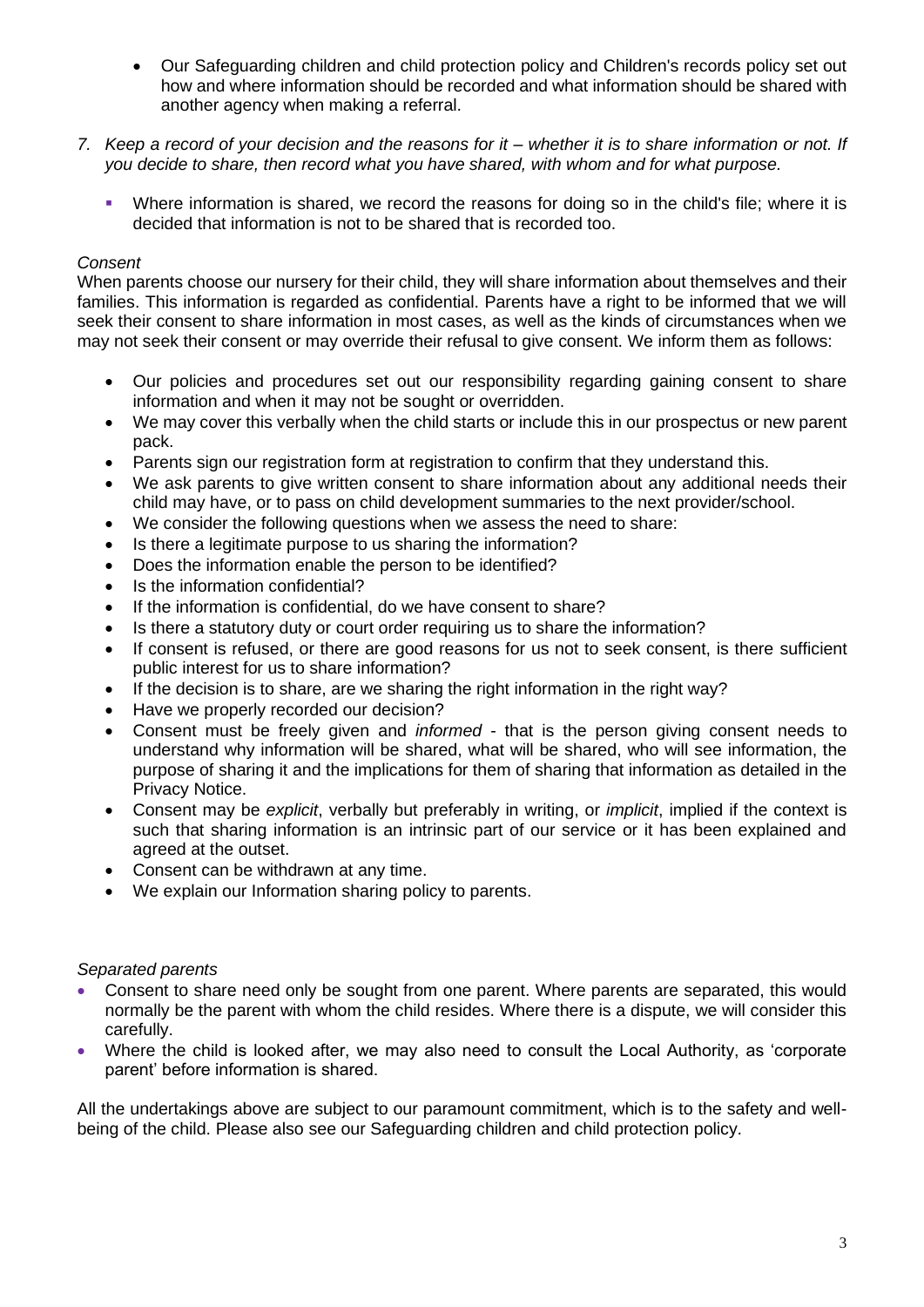- Our Safeguarding children and child protection policy and Children's records policy set out how and where information should be recorded and what information should be shared with another agency when making a referral.

*7. Keep a record of your decision and the reasons for it – whether it is to share information or not. If you decide to share, then record what you have shared, with whom and for what purpose.*

- Where information is shared, we record the reasons for doing so in the child's file; where it is decided that information is not to be shared that is recorded too.

*Consent*

When parents choose our nursery for their child, they will share information about themselves and their families. This information is regarded as confidential. Parents have a right to be informed that we will seek their consent to share information in most cases, as well as the kinds of circumstances when we may not seek their consent or may override their refusal to give consent. We inform them as follows:

- Our policies and procedures set out our responsibility regarding gaining consent to share information and when it may not be sought or overridden.
- We may cover this verbally when the child starts or include this in our prospectus or new parent pack.
- Parents sign our registration form at registration to confirm that they understand this.
- We ask parents to give written consent to share information about any additional needs their child may have, or to pass on child development summaries to the next provider/school.
- We consider the following questions when we assess the need to share:
- Is there a legitimate purpose to us sharing the information?
- Does the information enable the person to be identified?
- Is the information confidential?
- If the information is confidential, do we have consent to share?
- Is there a statutory duty or court order requiring us to share the information?
- If consent is refused, or there are good reasons for us not to seek consent, is there sufficient public interest for us to share information?
- If the decision is to share, are we sharing the right information in the right way?
- Have we properly recorded our decision?
- Consent must be freely given and *informed* - that is the person giving consent needs to understand why information will be shared, what will be shared, who will see information, the purpose of sharing it and the implications for them of sharing that information as detailed in the Privacy Notice.
- Consent may be *explicit*, verbally but preferably in writing, or *implicit*, implied if the context is such that sharing information is an intrinsic part of our service or it has been explained and agreed at the outset.
- Consent can be withdrawn at any time.
- We explain our Information sharing policy to parents.

*Separated parents*

- Consent to share need only be sought from one parent. Where parents are separated, this would normally be the parent with whom the child resides. Where there is a dispute, we will consider this carefully.
- Where the child is looked after, we may also need to consult the Local Authority, as 'corporate parent' before information is shared.

All the undertakings above are subject to our paramount commitment, which is to the safety and well-being of the child. Please also see our Safeguarding children and child protection policy.